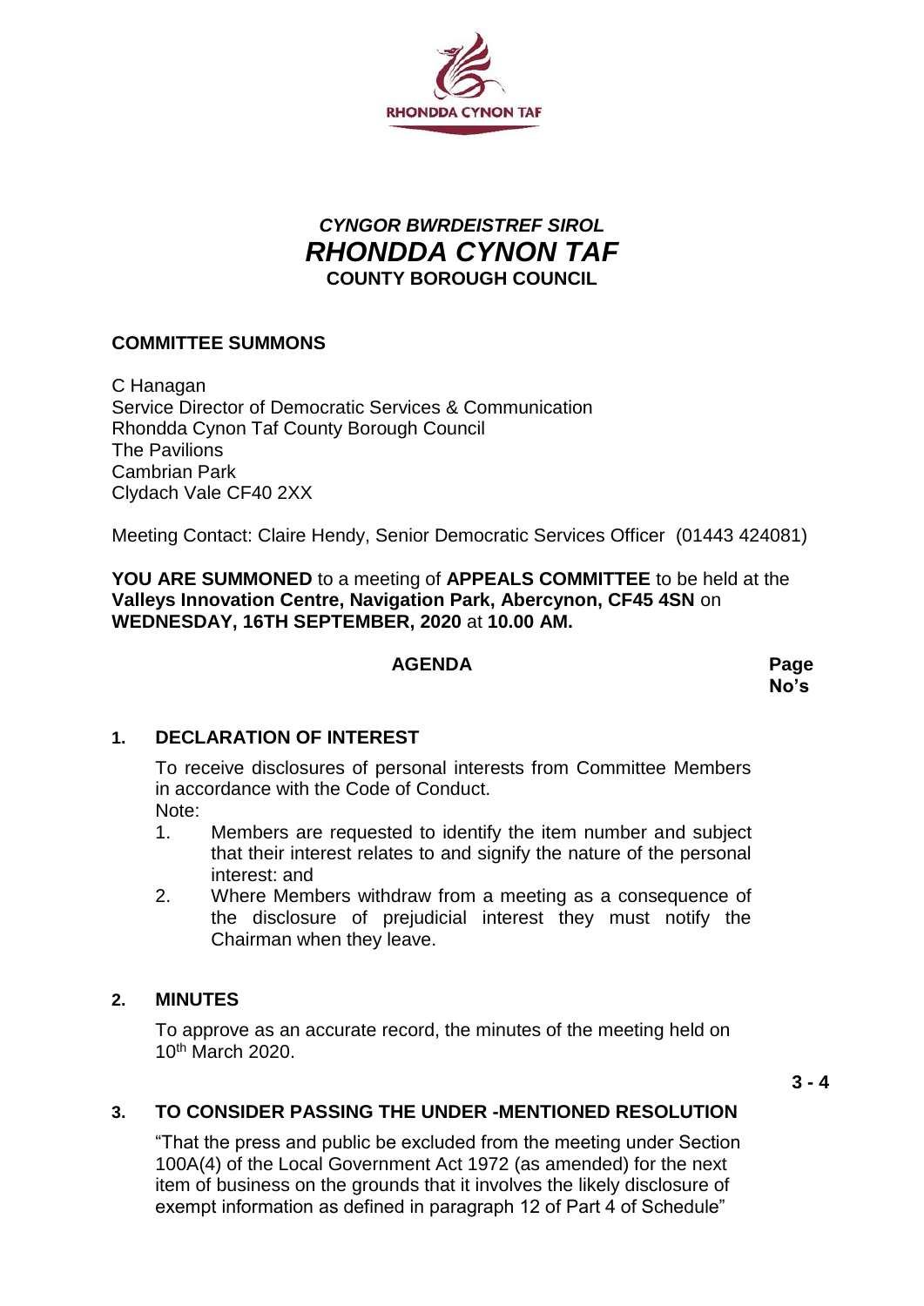*CYNGOR BWRDEISTREF SIROL*
# *RHONDDA CYNON TAF*
**COUNTY BOROUGH COUNCIL**

**COMMITTEE SUMMONS**

C Hanagan
Service Director of Democratic Services & Communication
Rhondda Cynon Taf County Borough Council
The Pavilions
Cambrian Park
Clydach Vale CF40 2XX

Meeting Contact: Claire Hendy, Senior Democratic Services Officer (01443 424081)

**YOU ARE SUMMONED** to a meeting of **APPEALS COMMITTEE** to be held at the **Valleys Innovation Centre, Navigation Park, Abercynon, CF45 4SN** on **WEDNESDAY, 16TH SEPTEMBER, 2020** at **10.00 AM.**

**AGENDA** — **Page No's**

**1. DECLARATION OF INTEREST**

To receive disclosures of personal interests from Committee Members in accordance with the Code of Conduct.
Note:
1. Members are requested to identify the item number and subject that their interest relates to and signify the nature of the personal interest: and
2. Where Members withdraw from a meeting as a consequence of the disclosure of prejudicial interest they must notify the Chairman when they leave.

**2. MINUTES**

To approve as an accurate record, the minutes of the meeting held on 10th March 2020.

**3 - 4**

**3. TO CONSIDER PASSING THE UNDER -MENTIONED RESOLUTION**

"That the press and public be excluded from the meeting under Section 100A(4) of the Local Government Act 1972 (as amended) for the next item of business on the grounds that it involves the likely disclosure of exempt information as defined in paragraph 12 of Part 4 of Schedule"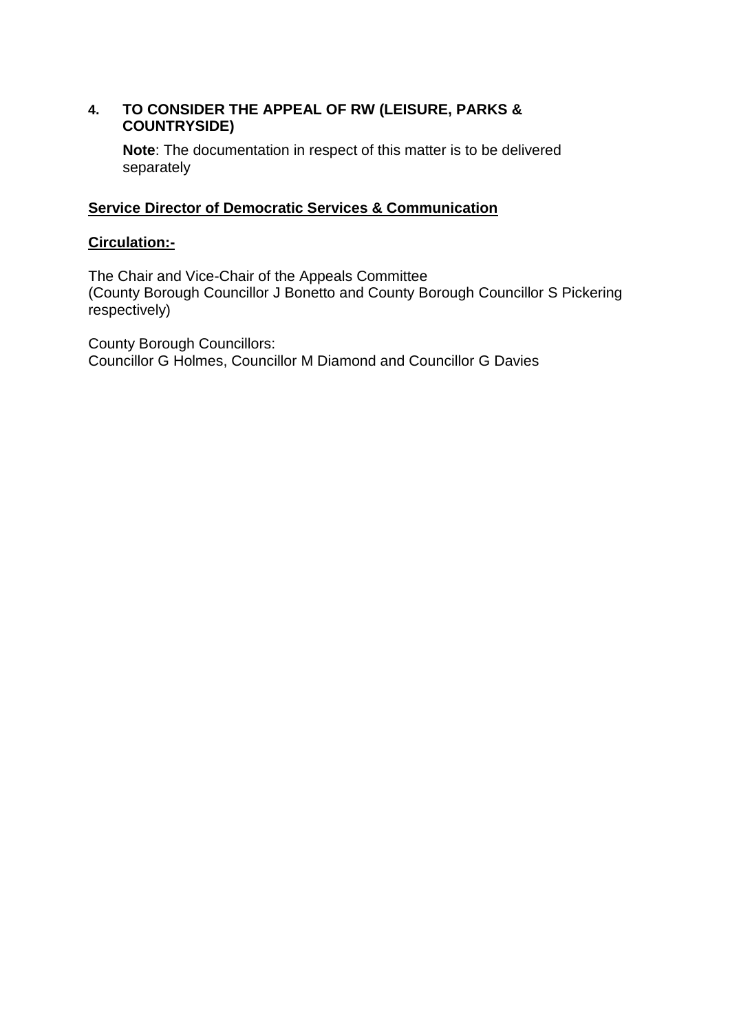**4. TO CONSIDER THE APPEAL OF RW (LEISURE, PARKS & COUNTRYSIDE)**

**Note**: The documentation in respect of this matter is to be delivered separately

**Service Director of Democratic Services & Communication**

**Circulation:-**

The Chair and Vice-Chair of the Appeals Committee
(County Borough Councillor J Bonetto and County Borough Councillor S Pickering respectively)

County Borough Councillors:
Councillor G Holmes, Councillor M Diamond and Councillor G Davies